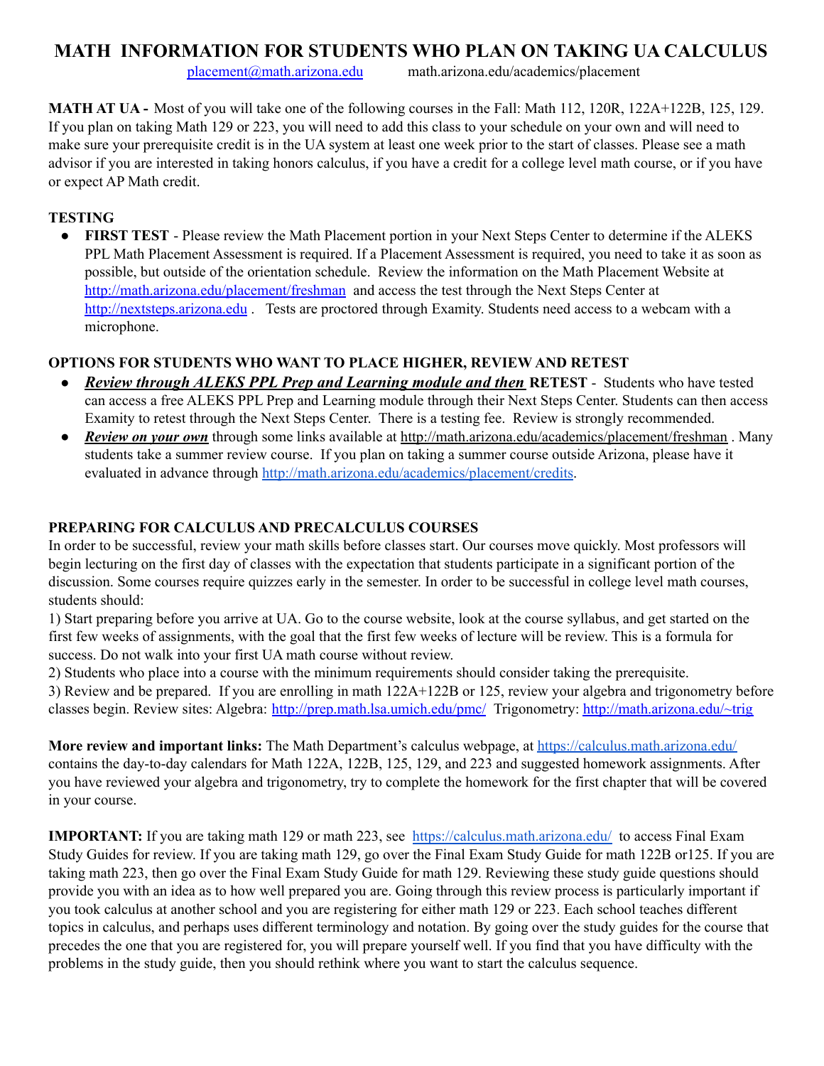# MATH INFORMATION FOR STUDENTS WHO PLAN ON TAKING UA CALCULUS

placement@math.arizona.edu math.arizona.edu/academics/placement

**MATH AT UA -** Most of you will take one of the following courses in the Fall: Math 112, 120R, 122A+122B, 125, 129. If you plan on taking Math 129 or 223, you will need to add this class to your schedule on your own and will need to make sure your prerequisite credit is in the UA system at least one week prior to the start of classes. Please see a math advisor if you are interested in taking honors calculus, if you have a credit for a college level math course, or if you have or expect AP Math credit.

**TESTING**

- **FIRST TEST** - Please review the Math Placement portion in your Next Steps Center to determine if the ALEKS PPL Math Placement Assessment is required. If a Placement Assessment is required, you need to take it as soon as possible, but outside of the orientation schedule. Review the information on the Math Placement Website at http://math.arizona.edu/placement/freshman and access the test through the Next Steps Center at http://nextsteps.arizona.edu . Tests are proctored through Examity. Students need access to a webcam with a microphone.

**OPTIONS FOR STUDENTS WHO WANT TO PLACE HIGHER, REVIEW AND RETEST**

- ***Review through ALEKS PPL Prep and Learning module and then*** **RETEST** - Students who have tested can access a free ALEKS PPL Prep and Learning module through their Next Steps Center. Students can then access Examity to retest through the Next Steps Center. There is a testing fee. Review is strongly recommended.
- ***Review on your own*** through some links available at http://math.arizona.edu/academics/placement/freshman . Many students take a summer review course. If you plan on taking a summer course outside Arizona, please have it evaluated in advance through http://math.arizona.edu/academics/placement/credits.

**PREPARING FOR CALCULUS AND PRECALCULUS COURSES**

In order to be successful, review your math skills before classes start. Our courses move quickly. Most professors will begin lecturing on the first day of classes with the expectation that students participate in a significant portion of the discussion. Some courses require quizzes early in the semester. In order to be successful in college level math courses, students should:

1) Start preparing before you arrive at UA. Go to the course website, look at the course syllabus, and get started on the first few weeks of assignments, with the goal that the first few weeks of lecture will be review. This is a formula for success. Do not walk into your first UA math course without review.

2) Students who place into a course with the minimum requirements should consider taking the prerequisite.

3) Review and be prepared. If you are enrolling in math 122A+122B or 125, review your algebra and trigonometry before classes begin. Review sites: Algebra: http://prep.math.lsa.umich.edu/pmc/ Trigonometry: http://math.arizona.edu/~trig

**More review and important links:** The Math Department's calculus webpage, at https://calculus.math.arizona.edu/ contains the day-to-day calendars for Math 122A, 122B, 125, 129, and 223 and suggested homework assignments. After you have reviewed your algebra and trigonometry, try to complete the homework for the first chapter that will be covered in your course.

**IMPORTANT:** If you are taking math 129 or math 223, see https://calculus.math.arizona.edu/ to access Final Exam Study Guides for review. If you are taking math 129, go over the Final Exam Study Guide for math 122B or125. If you are taking math 223, then go over the Final Exam Study Guide for math 129. Reviewing these study guide questions should provide you with an idea as to how well prepared you are. Going through this review process is particularly important if you took calculus at another school and you are registering for either math 129 or 223. Each school teaches different topics in calculus, and perhaps uses different terminology and notation. By going over the study guides for the course that precedes the one that you are registered for, you will prepare yourself well. If you find that you have difficulty with the problems in the study guide, then you should rethink where you want to start the calculus sequence.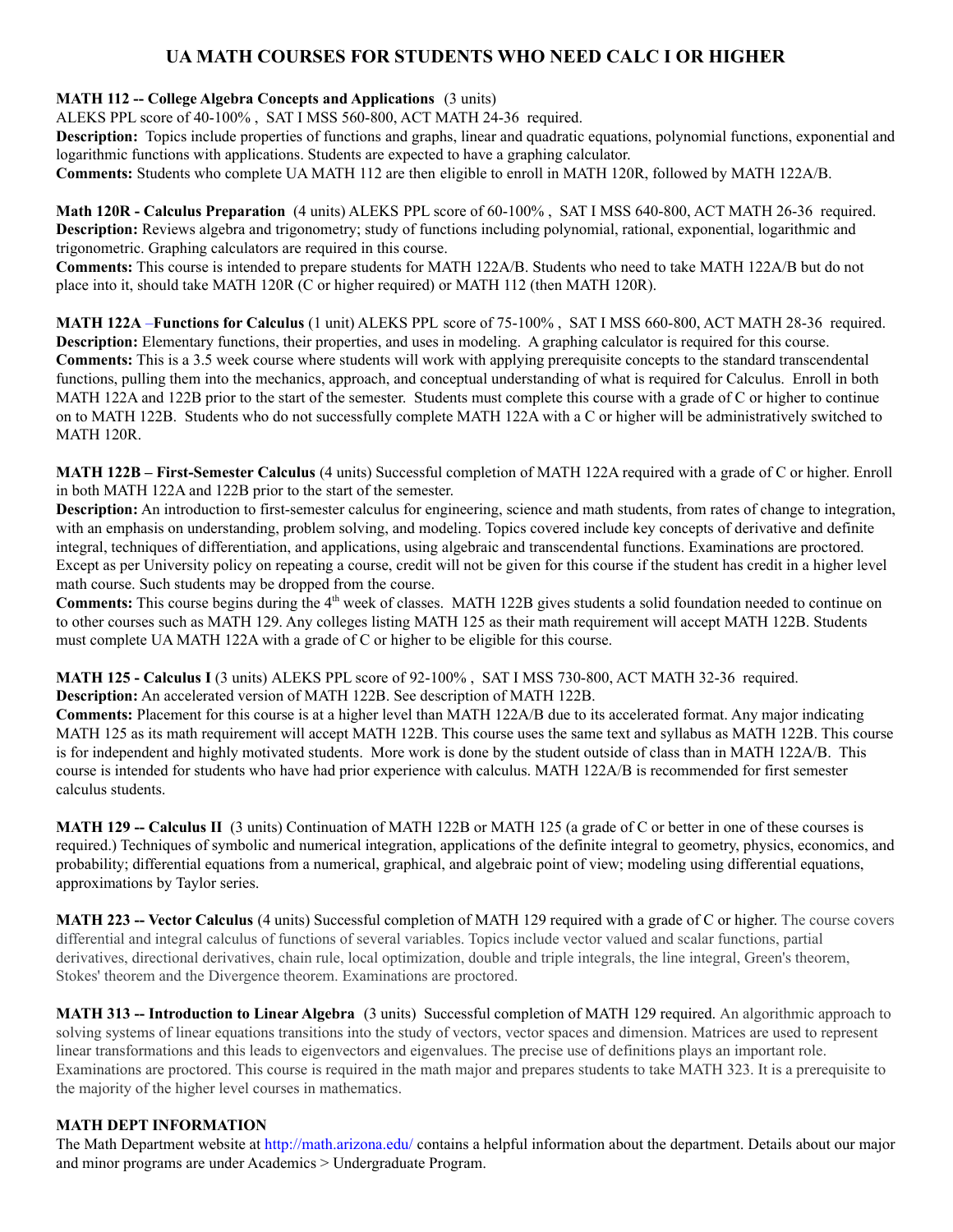# UA MATH COURSES FOR STUDENTS WHO NEED CALC I OR HIGHER

**MATH 112 -- College Algebra Concepts and Applications** (3 units)
ALEKS PPL score of 40-100% , SAT I MSS 560-800, ACT MATH 24-36 required.
**Description:** Topics include properties of functions and graphs, linear and quadratic equations, polynomial functions, exponential and logarithmic functions with applications. Students are expected to have a graphing calculator.
**Comments:** Students who complete UA MATH 112 are then eligible to enroll in MATH 120R, followed by MATH 122A/B.

**Math 120R - Calculus Preparation** (4 units) ALEKS PPL score of 60-100% , SAT I MSS 640-800, ACT MATH 26-36 required.
**Description:** Reviews algebra and trigonometry; study of functions including polynomial, rational, exponential, logarithmic and trigonometric. Graphing calculators are required in this course.
**Comments:** This course is intended to prepare students for MATH 122A/B. Students who need to take MATH 122A/B but do not place into it, should take MATH 120R (C or higher required) or MATH 112 (then MATH 120R).

**MATH 122A –Functions for Calculus** (1 unit) ALEKS PPL score of 75-100% , SAT I MSS 660-800, ACT MATH 28-36 required.
**Description:** Elementary functions, their properties, and uses in modeling. A graphing calculator is required for this course.
**Comments:** This is a 3.5 week course where students will work with applying prerequisite concepts to the standard transcendental functions, pulling them into the mechanics, approach, and conceptual understanding of what is required for Calculus. Enroll in both MATH 122A and 122B prior to the start of the semester. Students must complete this course with a grade of C or higher to continue on to MATH 122B. Students who do not successfully complete MATH 122A with a C or higher will be administratively switched to MATH 120R.

**MATH 122B – First-Semester Calculus** (4 units) Successful completion of MATH 122A required with a grade of C or higher. Enroll in both MATH 122A and 122B prior to the start of the semester.
**Description:** An introduction to first-semester calculus for engineering, science and math students, from rates of change to integration, with an emphasis on understanding, problem solving, and modeling. Topics covered include key concepts of derivative and definite integral, techniques of differentiation, and applications, using algebraic and transcendental functions. Examinations are proctored. Except as per University policy on repeating a course, credit will not be given for this course if the student has credit in a higher level math course. Such students may be dropped from the course.
**Comments:** This course begins during the 4th week of classes. MATH 122B gives students a solid foundation needed to continue on to other courses such as MATH 129. Any colleges listing MATH 125 as their math requirement will accept MATH 122B. Students must complete UA MATH 122A with a grade of C or higher to be eligible for this course.

**MATH 125 - Calculus I** (3 units) ALEKS PPL score of 92-100% , SAT I MSS 730-800, ACT MATH 32-36 required.
**Description:** An accelerated version of MATH 122B. See description of MATH 122B.
**Comments:** Placement for this course is at a higher level than MATH 122A/B due to its accelerated format. Any major indicating MATH 125 as its math requirement will accept MATH 122B. This course uses the same text and syllabus as MATH 122B. This course is for independent and highly motivated students. More work is done by the student outside of class than in MATH 122A/B. This course is intended for students who have had prior experience with calculus. MATH 122A/B is recommended for first semester calculus students.

**MATH 129 -- Calculus II** (3 units) Continuation of MATH 122B or MATH 125 (a grade of C or better in one of these courses is required.) Techniques of symbolic and numerical integration, applications of the definite integral to geometry, physics, economics, and probability; differential equations from a numerical, graphical, and algebraic point of view; modeling using differential equations, approximations by Taylor series.

**MATH 223 -- Vector Calculus** (4 units) Successful completion of MATH 129 required with a grade of C or higher. The course covers differential and integral calculus of functions of several variables. Topics include vector valued and scalar functions, partial derivatives, directional derivatives, chain rule, local optimization, double and triple integrals, the line integral, Green's theorem, Stokes' theorem and the Divergence theorem. Examinations are proctored.

**MATH 313 -- Introduction to Linear Algebra** (3 units) Successful completion of MATH 129 required. An algorithmic approach to solving systems of linear equations transitions into the study of vectors, vector spaces and dimension. Matrices are used to represent linear transformations and this leads to eigenvectors and eigenvalues. The precise use of definitions plays an important role. Examinations are proctored. This course is required in the math major and prepares students to take MATH 323. It is a prerequisite to the majority of the higher level courses in mathematics.

**MATH DEPT INFORMATION**
The Math Department website at http://math.arizona.edu/ contains a helpful information about the department. Details about our major and minor programs are under Academics > Undergraduate Program.